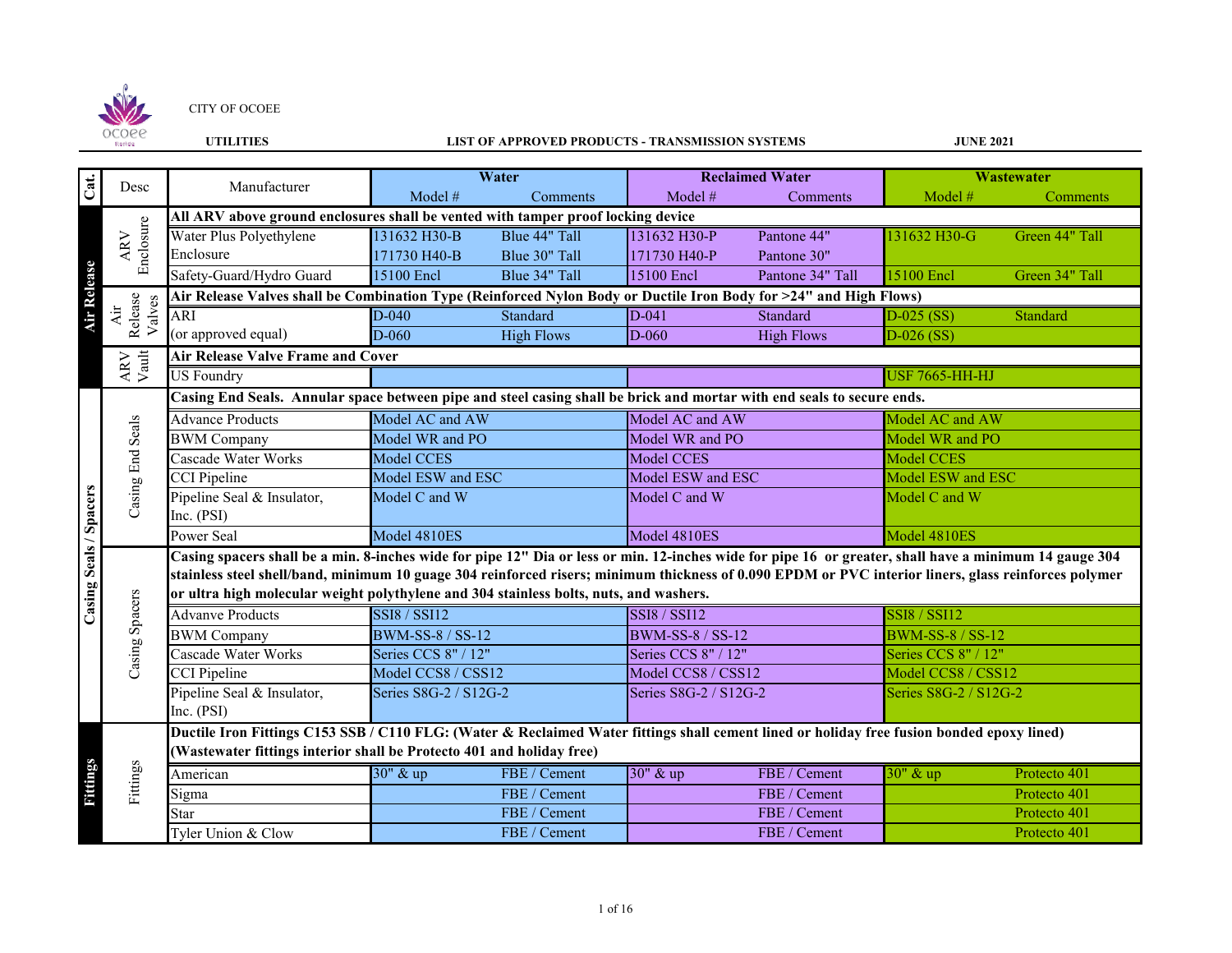CITY OF OCOEE

UTILITIES — LIST OF APPROVED PRODUCTS - TRANSMISSION SYSTEMS — JUNE 2021

| Cat. | Desc | Manufacturer | Water | | Reclaimed Water | | Wastewater | |
|---|---|---|---|---|---|---|---|---|
| | | | Model # | Comments | Model # | Comments | Model # | Comments |
| Air Release | ARV Enclosure | **All ARV above ground enclosures shall be vented with tamper proof locking device** | | | | | | |
| | | Water Plus Polyethylene Enclosure | 131632 H30-B | Blue 44" Tall | 131632 H30-P | Pantone 44" | 131632 H30-G | Green 44" Tall |
| | | | 171730 H40-B | Blue 30" Tall | 171730 H40-P | Pantone 30" | | |
| | | Safety-Guard/Hydro Guard | 15100 Encl | Blue 34" Tall | 15100 Encl | Pantone 34" Tall | 15100 Encl | Green 34" Tall |
| | Air Release Valves | **Air Release Valves shall be Combination Type (Reinforced Nylon Body or Ductile Iron Body for >24" and High Flows)** | | | | | | |
| | | ARI | D-040 | Standard | D-041 | Standard | D-025 (SS) | Standard |
| | | (or approved equal) | D-060 | High Flows | D-060 | High Flows | D-026 (SS) | |
| | ARV Vault | **Air Release Valve Frame and Cover** | | | | | | |
| | | US Foundry | | | | | USF 7665-HH-HJ | |
| Casing Seals / Spacers | Casing End Seals | **Casing End Seals. Annular space between pipe and steel casing shall be brick and mortar with end seals to secure ends.** | | | | | | |
| | | Advance Products | Model AC and AW | | Model AC and AW | | Model AC and AW | |
| | | BWM Company | Model WR and PO | | Model WR and PO | | Model WR and PO | |
| | | Cascade Water Works | Model CCES | | Model CCES | | Model CCES | |
| | | CCI Pipeline | Model ESW and ESC | | Model ESW and ESC | | Model ESW and ESC | |
| | | Pipeline Seal & Insulator, Inc. (PSI) | Model C and W | | Model C and W | | Model C and W | |
| | | Power Seal | Model 4810ES | | Model 4810ES | | Model 4810ES | |
| | Casing Spacers | **Casing spacers shall be a min. 8-inches wide for pipe 12" Dia or less or min. 12-inches wide for pipe 16 or greater, shall have a minimum 14 gauge 304 stainless steel shell/band, minimum 10 guage 304 reinforced risers; minimum thickness of 0.090 EPDM or PVC interior liners, glass reinforces polymer or ultra high molecular weight polyethylene and 304 stainless bolts, nuts, and washers.** | | | | | | |
| | | Advanve Products | SSI8 / SSI12 | | SSI8 / SSI12 | | SSI8 / SSI12 | |
| | | BWM Company | BWM-SS-8 / SS-12 | | BWM-SS-8 / SS-12 | | BWM-SS-8 / SS-12 | |
| | | Cascade Water Works | Series CCS 8" / 12" | | Series CCS 8" / 12" | | Series CCS 8" / 12" | |
| | | CCI Pipeline | Model CCS8 / CSS12 | | Model CCS8 / CSS12 | | Model CCS8 / CSS12 | |
| | | Pipeline Seal & Insulator, Inc. (PSI) | Series S8G-2 / S12G-2 | | Series S8G-2 / S12G-2 | | Series S8G-2 / S12G-2 | |
| Fittings | Fittings | **Ductile Iron Fittings C153 SSB / C110 FLG: (Water & Reclaimed Water fittings shall cement lined or holiday free fusion bonded epoxy lined) (Wastewater fittings interior shall be Protecto 401 and holiday free)** | | | | | | |
| | | American | 30" & up | FBE / Cement | 30" & up | FBE / Cement | 30" & up | Protecto 401 |
| | | Sigma | | FBE / Cement | | FBE / Cement | | Protecto 401 |
| | | Star | | FBE / Cement | | FBE / Cement | | Protecto 401 |
| | | Tyler Union & Clow | | FBE / Cement | | FBE / Cement | | Protecto 401 |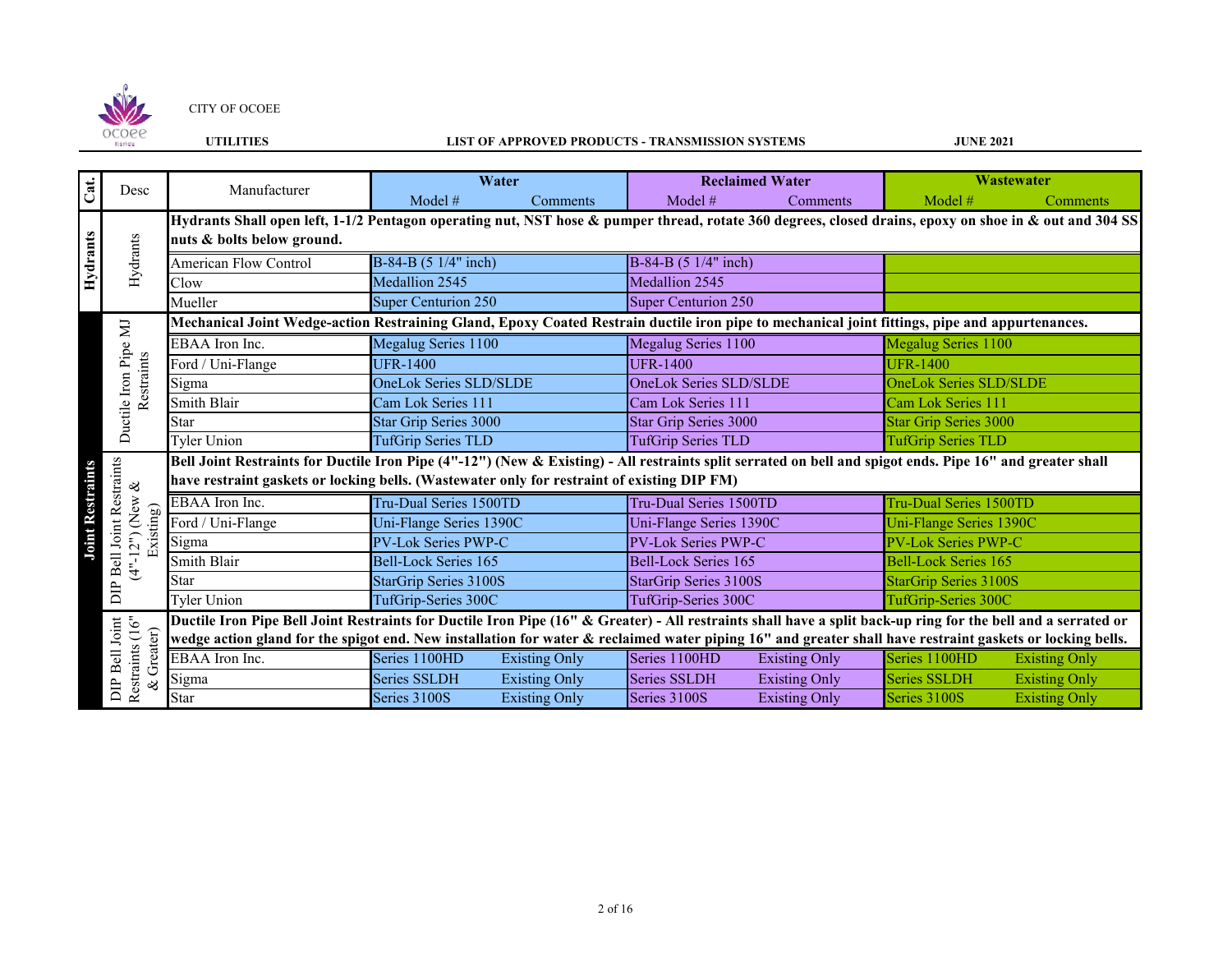CITY OF OCOEE

**UTILITIES** | **LIST OF APPROVED PRODUCTS - TRANSMISSION SYSTEMS** | **JUNE 2021**

| Cat. | Desc | Manufacturer | Water | | Reclaimed Water | | Wastewater | |
|---|---|---|---|---|---|---|---|---|
| | | | Model # | Comments | Model # | Comments | Model # | Comments |
| **Hydrants** | Hydrants | **Hydrants Shall open left, 1-1/2 Pentagon operating nut, NST hose & pumper thread, rotate 360 degrees, closed drains, epoxy on shoe in & out and 304 SS nuts & bolts below ground.** | | | | | | |
| | | American Flow Control | B-84-B (5 1/4" inch) | | B-84-B (5 1/4" inch) | | | |
| | | Clow | Medallion 2545 | | Medallion 2545 | | | |
| | | Mueller | Super Centurion 250 | | Super Centurion 250 | | | |
| **Joint Restraints** | Ductile Iron Pipe MJ Restraints | **Mechanical Joint Wedge-action Restraining Gland, Epoxy Coated Restrain ductile iron pipe to mechanical joint fittings, pipe and appurtenances.** | | | | | | |
| | | EBAA Iron Inc. | Megalug Series 1100 | | Megalug Series 1100 | | Megalug Series 1100 | |
| | | Ford / Uni-Flange | UFR-1400 | | UFR-1400 | | UFR-1400 | |
| | | Sigma | OneLok Series SLD/SLDE | | OneLok Series SLD/SLDE | | OneLok Series SLD/SLDE | |
| | | Smith Blair | Cam Lok Series 111 | | Cam Lok Series 111 | | Cam Lok Series 111 | |
| | | Star | Star Grip Series 3000 | | Star Grip Series 3000 | | Star Grip Series 3000 | |
| | | Tyler Union | TufGrip Series TLD | | TufGrip Series TLD | | TufGrip Series TLD | |
| | DIP Bell Joint Restraints (4"-12") (New & Existing) | **Bell Joint Restraints for Ductile Iron Pipe (4"-12") (New & Existing) - All restraints split serrated on bell and spigot ends. Pipe 16" and greater shall have restraint gaskets or locking bells. (Wastewater only for restraint of existing DIP FM)** | | | | | | |
| | | EBAA Iron Inc. | Tru-Dual Series 1500TD | | Tru-Dual Series 1500TD | | Tru-Dual Series 1500TD | |
| | | Ford / Uni-Flange | Uni-Flange Series 1390C | | Uni-Flange Series 1390C | | Uni-Flange Series 1390C | |
| | | Sigma | PV-Lok Series PWP-C | | PV-Lok Series PWP-C | | PV-Lok Series PWP-C | |
| | | Smith Blair | Bell-Lock Series 165 | | Bell-Lock Series 165 | | Bell-Lock Series 165 | |
| | | Star | StarGrip Series 3100S | | StarGrip Series 3100S | | StarGrip Series 3100S | |
| | | Tyler Union | TufGrip-Series 300C | | TufGrip-Series 300C | | TufGrip-Series 300C | |
| | DIP Bell Joint Restraints (16" & Greater) | **Ductile Iron Pipe Bell Joint Restraints for Ductile Iron Pipe (16" & Greater) - All restraints shall have a split back-up ring for the bell and a serrated or wedge action gland for the spigot end. New installation for water & reclaimed water piping 16" and greater shall have restraint gaskets or locking bells.** | | | | | | |
| | | EBAA Iron Inc. | Series 1100HD | Existing Only | Series 1100HD | Existing Only | Series 1100HD | Existing Only |
| | | Sigma | Series SSLDH | Existing Only | Series SSLDH | Existing Only | Series SSLDH | Existing Only |
| | | Star | Series 3100S | Existing Only | Series 3100S | Existing Only | Series 3100S | Existing Only |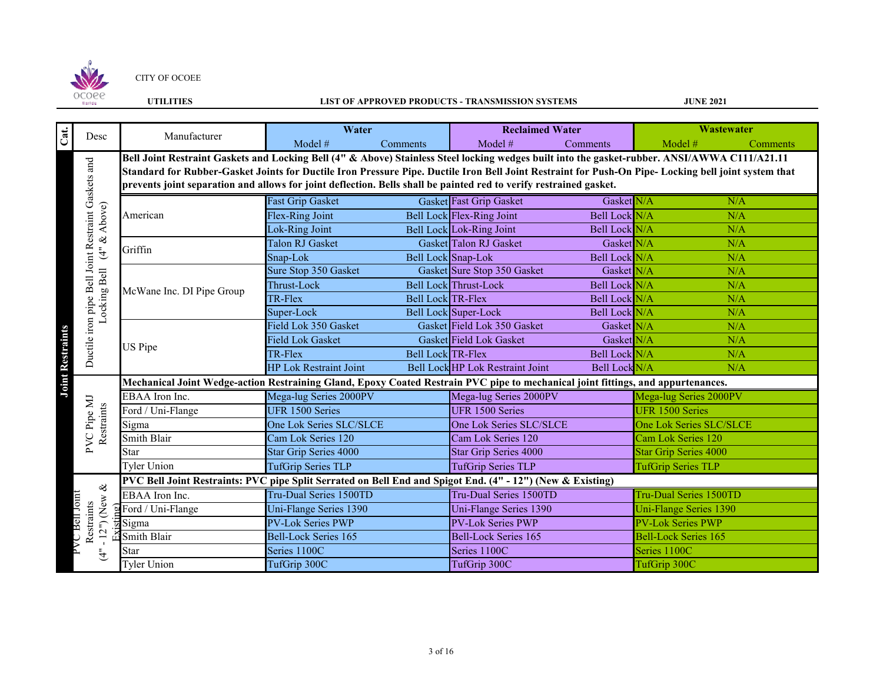CITY OF OCOEE

**UTILITIES** **LIST OF APPROVED PRODUCTS - TRANSMISSION SYSTEMS** **JUNE 2021**

| Cat. | Desc | Manufacturer | Water | | Reclaimed Water | | Wastewater | |
|---|---|---|---|---|---|---|---|---|
| | | | Model # | Comments | Model # | Comments | Model # | Comments |
| Joint Restraints | Ductile iron pipe Bell Joint Restraint Gaskets and Locking Bell (4" & Above) | **Bell Joint Restraint Gaskets and Locking Bell (4" & Above) Stainless Steel locking wedges built into the gasket-rubber. ANSI/AWWA C111/A21.11 Standard for Rubber-Gasket Joints for Ductile Iron Pressure Pipe. Ductile Iron Bell Joint Restraint for Push-On Pipe- Locking bell joint system that prevents joint separation and allows for joint deflection. Bells shall be painted red to verify restrained gasket.** | | | | | | |
| | | American | Fast Grip Gasket | Gasket | Fast Grip Gasket | Gasket | N/A | N/A |
| | | | Flex-Ring Joint | Bell Lock | Flex-Ring Joint | Bell Lock | N/A | N/A |
| | | | Lok-Ring Joint | Bell Lock | Lok-Ring Joint | Bell Lock | N/A | N/A |
| | | Griffin | Talon RJ Gasket | Gasket | Talon RJ Gasket | Gasket | N/A | N/A |
| | | | Snap-Lok | Bell Lock | Snap-Lok | Bell Lock | N/A | N/A |
| | | McWane Inc. DI Pipe Group | Sure Stop 350 Gasket | Gasket | Sure Stop 350 Gasket | Gasket | N/A | N/A |
| | | | Thrust-Lock | Bell Lock | Thrust-Lock | Bell Lock | N/A | N/A |
| | | | TR-Flex | Bell Lock | TR-Flex | Bell Lock | N/A | N/A |
| | | | Super-Lock | Bell Lock | Super-Lock | Bell Lock | N/A | N/A |
| | | US Pipe | Field Lok 350 Gasket | Gasket | Field Lok 350 Gasket | Gasket | N/A | N/A |
| | | | Field Lok Gasket | Gasket | Field Lok Gasket | Gasket | N/A | N/A |
| | | | TR-Flex | Bell Lock | TR-Flex | Bell Lock | N/A | N/A |
| | | | HP Lok Restraint Joint | Bell Lock | HP Lok Restraint Joint | Bell Lock | N/A | N/A |
| | PVC Pipe MJ Restraints | **Mechanical Joint Wedge-action Restraining Gland, Epoxy Coated Restrain PVC pipe to mechanical joint fittings, and appurtenances.** | | | | | | |
| | | EBAA Iron Inc. | Mega-lug Series 2000PV | | Mega-lug Series 2000PV | | Mega-lug Series 2000PV | |
| | | Ford / Uni-Flange | UFR 1500 Series | | UFR 1500 Series | | UFR 1500 Series | |
| | | Sigma | One Lok Series SLC/SLCE | | One Lok Series SLC/SLCE | | One Lok Series SLC/SLCE | |
| | | Smith Blair | Cam Lok Series 120 | | Cam Lok Series 120 | | Cam Lok Series 120 | |
| | | Star | Star Grip Series 4000 | | Star Grip Series 4000 | | Star Grip Series 4000 | |
| | | Tyler Union | TufGrip Series TLP | | TufGrip Series TLP | | TufGrip Series TLP | |
| | PVC Bell Joint Restraints (4" - 12") (New & Existing) | **PVC Bell Joint Restraints: PVC pipe Split Serrated on Bell End and Spigot End. (4" - 12") (New & Existing)** | | | | | | |
| | | EBAA Iron Inc. | Tru-Dual Series 1500TD | | Tru-Dual Series 1500TD | | Tru-Dual Series 1500TD | |
| | | Ford / Uni-Flange | Uni-Flange Series 1390 | | Uni-Flange Series 1390 | | Uni-Flange Series 1390 | |
| | | Sigma | PV-Lok Series PWP | | PV-Lok Series PWP | | PV-Lok Series PWP | |
| | | Smith Blair | Bell-Lock Series 165 | | Bell-Lock Series 165 | | Bell-Lock Series 165 | |
| | | Star | Series 1100C | | Series 1100C | | Series 1100C | |
| | | Tyler Union | TufGrip 300C | | TufGrip 300C | | TufGrip 300C | |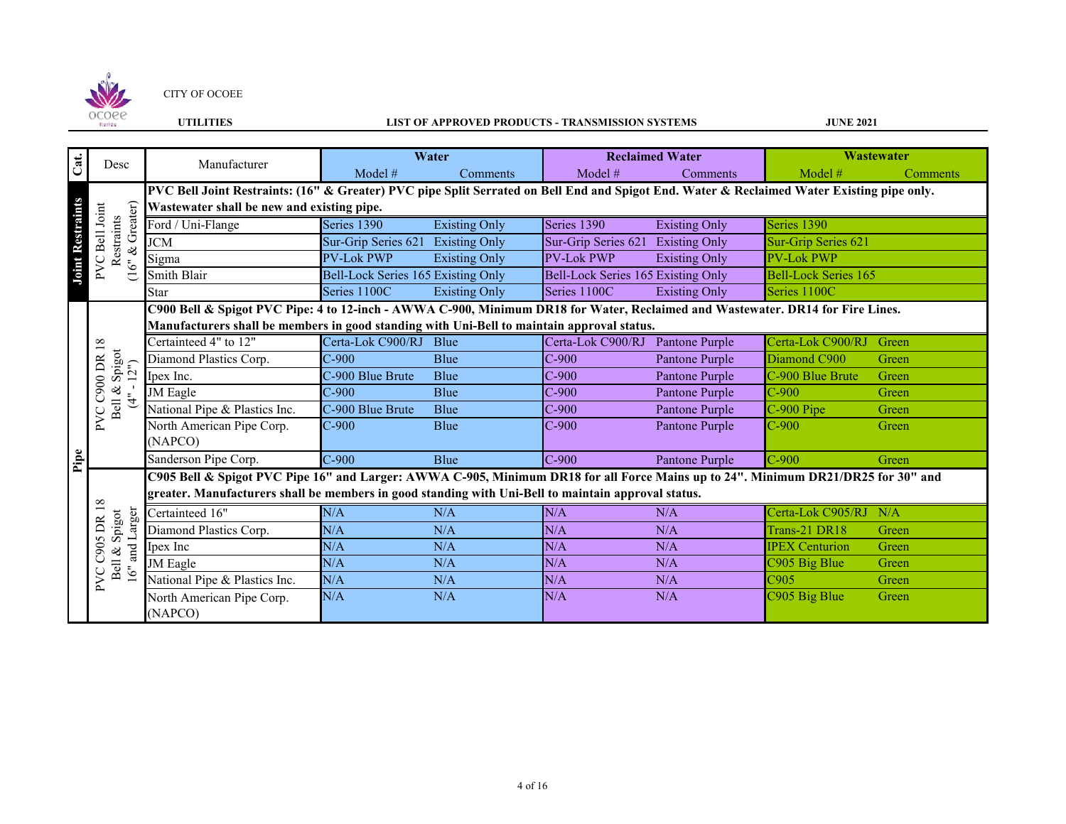CITY OF OCOEE

**UTILITIES** **LIST OF APPROVED PRODUCTS - TRANSMISSION SYSTEMS** **JUNE 2021**

| Cat. | Desc | Manufacturer | Water | | Reclaimed Water | | Wastewater | |
|---|---|---|---|---|---|---|---|---|
| | | | Model # | Comments | Model # | Comments | Model # | Comments |
| **Joint Restraints** | PVC Bell Joint Restraints (16" & Greater) | **PVC Bell Joint Restraints: (16" & Greater) PVC pipe Split Serrated on Bell End and Spigot End. Water & Reclaimed Water Existing pipe only. Wastewater shall be new and existing pipe.** | | | | | | |
| | | Ford / Uni-Flange | Series 1390 | Existing Only | Series 1390 | Existing Only | Series 1390 | |
| | | JCM | Sur-Grip Series 621 | Existing Only | Sur-Grip Series 621 | Existing Only | Sur-Grip Series 621 | |
| | | Sigma | PV-Lok PWP | Existing Only | PV-Lok PWP | Existing Only | PV-Lok PWP | |
| | | Smith Blair | Bell-Lock Series 165 | Existing Only | Bell-Lock Series 165 | Existing Only | Bell-Lock Series 165 | |
| | | Star | Series 1100C | Existing Only | Series 1100C | Existing Only | Series 1100C | |
| **Pipe** | PVC C900 DR 18 Bell & Spigot (4" - 12") | **C900 Bell & Spigot PVC Pipe: 4 to 12-inch - AWWA C-900, Minimum DR18 for Water, Reclaimed and Wastewater. DR14 for Fire Lines. Manufacturers shall be members in good standing with Uni-Bell to maintain approval status.** | | | | | | |
| | | Certainteed 4" to 12" | Certa-Lok C900/RJ | Blue | Certa-Lok C900/RJ | Pantone Purple | Certa-Lok C900/RJ | Green |
| | | Diamond Plastics Corp. | C-900 | Blue | C-900 | Pantone Purple | Diamond C900 | Green |
| | | Ipex Inc. | C-900 Blue Brute | Blue | C-900 | Pantone Purple | C-900 Blue Brute | Green |
| | | JM Eagle | C-900 | Blue | C-900 | Pantone Purple | C-900 | Green |
| | | National Pipe & Plastics Inc. | C-900 Blue Brute | Blue | C-900 | Pantone Purple | C-900 Pipe | Green |
| | | North American Pipe Corp. (NAPCO) | C-900 | Blue | C-900 | Pantone Purple | C-900 | Green |
| | | Sanderson Pipe Corp. | C-900 | Blue | C-900 | Pantone Purple | C-900 | Green |
| | PVC C905 DR 18 Bell & Spigot 16" and Larger | **C905 Bell & Spigot PVC Pipe 16" and Larger: AWWA C-905, Minimum DR18 for all Force Mains up to 24". Minimum DR21/DR25 for 30" and greater. Manufacturers shall be members in good standing with Uni-Bell to maintain approval status.** | | | | | | |
| | | Certainteed 16" | N/A | N/A | N/A | N/A | Certa-Lok C905/RJ | N/A |
| | | Diamond Plastics Corp. | N/A | N/A | N/A | N/A | Trans-21 DR18 | Green |
| | | Ipex Inc | N/A | N/A | N/A | N/A | IPEX Centurion | Green |
| | | JM Eagle | N/A | N/A | N/A | N/A | C905 Big Blue | Green |
| | | National Pipe & Plastics Inc. | N/A | N/A | N/A | N/A | C905 | Green |
| | | North American Pipe Corp. (NAPCO) | N/A | N/A | N/A | N/A | C905 Big Blue | Green |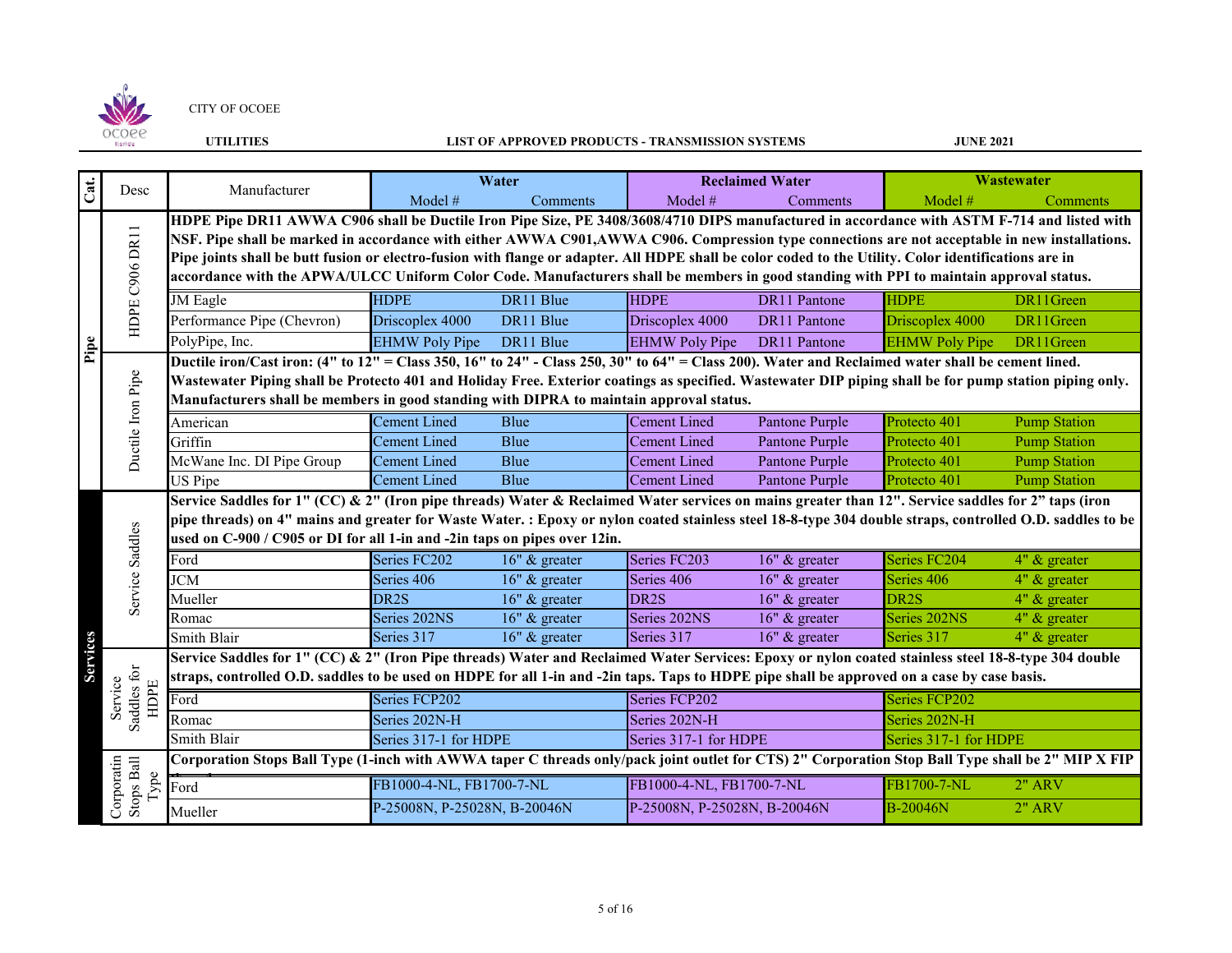CITY OF OCOEE

**UTILITIES** **LIST OF APPROVED PRODUCTS - TRANSMISSION SYSTEMS** **JUNE 2021**

| Cat. | Desc | Manufacturer | Water | | Reclaimed Water | | Wastewater | |
|---|---|---|---|---|---|---|---|---|
| | | | Model # | Comments | Model # | Comments | Model # | Comments |
| Pipe | HDPE C906 DR11 | **HDPE Pipe DR11 AWWA C906 shall be Ductile Iron Pipe Size, PE 3408/3608/4710 DIPS manufactured in accordance with ASTM F-714 and listed with NSF. Pipe shall be marked in accordance with either AWWA C901,AWWA C906. Compression type connections are not acceptable in new installations. Pipe joints shall be butt fusion or electro-fusion with flange or adapter. All HDPE shall be color coded to the Utility. Color identifications are in accordance with the APWA/ULCC Uniform Color Code. Manufacturers shall be members in good standing with PPI to maintain approval status.** | | | | | | |
| | | JM Eagle | HDPE | DR11 Blue | HDPE | DR11 Pantone | HDPE | DR11Green |
| | | Performance Pipe (Chevron) | Driscoplex 4000 | DR11 Blue | Driscoplex 4000 | DR11 Pantone | Driscoplex 4000 | DR11Green |
| | | PolyPipe, Inc. | EHMW Poly Pipe | DR11 Blue | EHMW Poly Pipe | DR11 Pantone | EHMW Poly Pipe | DR11Green |
| | Ductile Iron Pipe | **Ductile iron/Cast iron: (4" to 12" = Class 350, 16" to 24" - Class 250, 30" to 64" = Class 200). Water and Reclaimed water shall be cement lined. Wastewater Piping shall be Protecto 401 and Holiday Free. Exterior coatings as specified. Wastewater DIP piping shall be for pump station piping only. Manufacturers shall be members in good standing with DIPRA to maintain approval status.** | | | | | | |
| | | American | Cement Lined | Blue | Cement Lined | Pantone Purple | Protecto 401 | Pump Station |
| | | Griffin | Cement Lined | Blue | Cement Lined | Pantone Purple | Protecto 401 | Pump Station |
| | | McWane Inc. DI Pipe Group | Cement Lined | Blue | Cement Lined | Pantone Purple | Protecto 401 | Pump Station |
| | | US Pipe | Cement Lined | Blue | Cement Lined | Pantone Purple | Protecto 401 | Pump Station |
| Services | Service Saddles | **Service Saddles for 1" (CC) & 2" (Iron pipe threads) Water & Reclaimed Water services on mains greater than 12". Service saddles for 2" taps (iron pipe threads) on 4" mains and greater for Waste Water. : Epoxy or nylon coated stainless steel 18-8-type 304 double straps, controlled O.D. saddles to be used on C-900 / C905 or DI for all 1-in and -2in taps on pipes over 12in.** | | | | | | |
| | | Ford | Series FC202 | 16" & greater | Series FC203 | 16" & greater | Series FC204 | 4" & greater |
| | | JCM | Series 406 | 16" & greater | Series 406 | 16" & greater | Series 406 | 4" & greater |
| | | Mueller | DR2S | 16" & greater | DR2S | 16" & greater | DR2S | 4" & greater |
| | | Romac | Series 202NS | 16" & greater | Series 202NS | 16" & greater | Series 202NS | 4" & greater |
| | | Smith Blair | Series 317 | 16" & greater | Series 317 | 16" & greater | Series 317 | 4" & greater |
| | Service Saddles for HDPE | **Service Saddles for 1" (CC) & 2" (Iron Pipe threads) Water and Reclaimed Water Services: Epoxy or nylon coated stainless steel 18-8-type 304 double straps, controlled O.D. saddles to be used on HDPE for all 1-in and -2in taps. Taps to HDPE pipe shall be approved on a case by case basis.** | | | | | | |
| | | Ford | Series FCP202 | | Series FCP202 | | Series FCP202 | |
| | | Romac | Series 202N-H | | Series 202N-H | | Series 202N-H | |
| | | Smith Blair | Series 317-1 for HDPE | | Series 317-1 for HDPE | | Series 317-1 for HDPE | |
| | Corporatin Stops Ball Type | **Corporation Stops Ball Type (1-inch with AWWA taper C threads only/pack joint outlet for CTS) 2" Corporation Stop Ball Type shall be 2" MIP X FIP** | | | | | | |
| | | Ford | FB1000-4-NL, FB1700-7-NL | | FB1000-4-NL, FB1700-7-NL | | FB1700-7-NL | 2" ARV |
| | | Mueller | P-25008N, P-25028N, B-20046N | | P-25008N, P-25028N, B-20046N | | B-20046N | 2" ARV |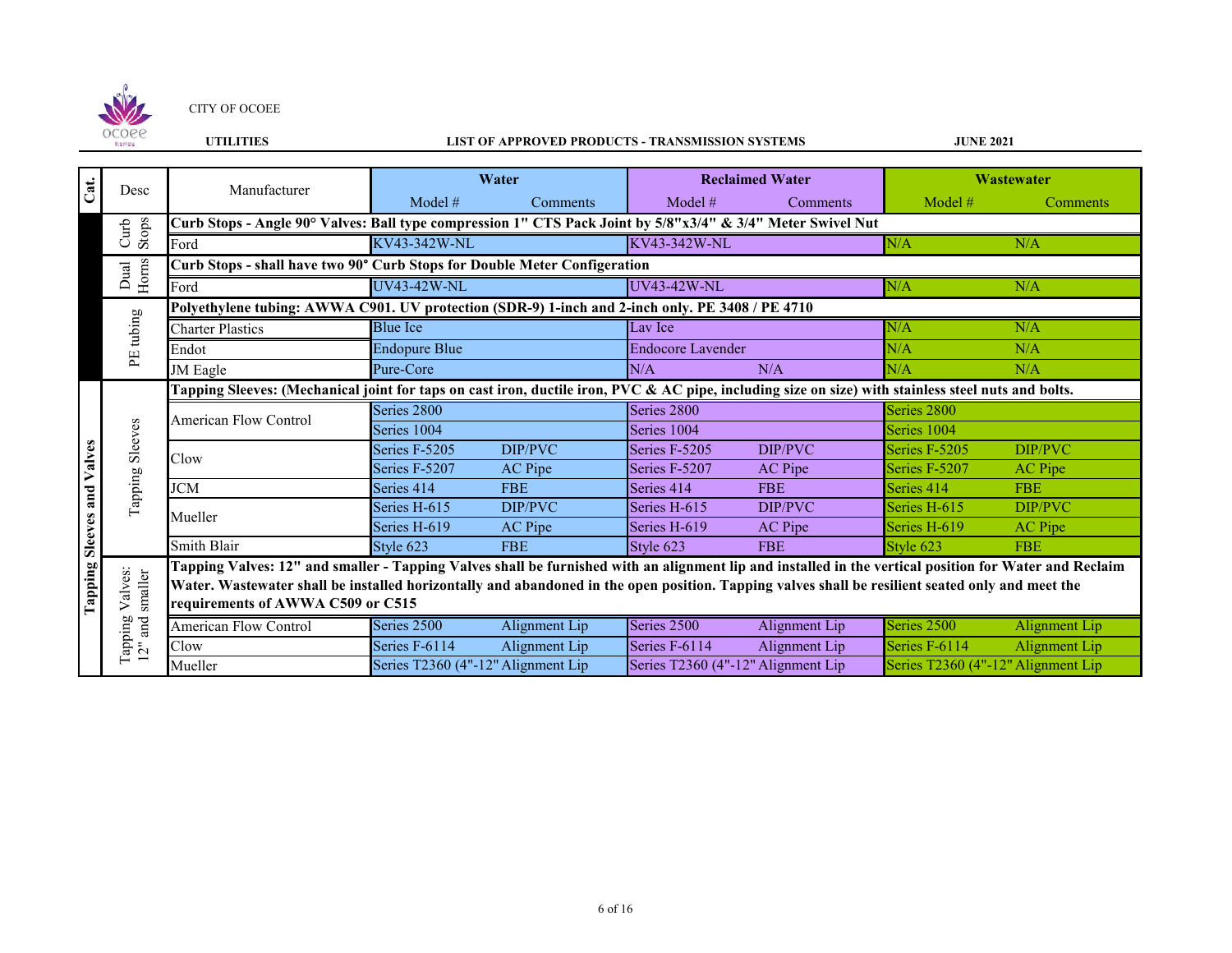CITY OF OCOEE

**UTILITIES** **LIST OF APPROVED PRODUCTS - TRANSMISSION SYSTEMS** **JUNE 2021**

| Cat. | Desc | Manufacturer | Water | | Reclaimed Water | | Wastewater | |
|---|---|---|---|---|---|---|---|---|
| | | | Model # | Comments | Model # | Comments | Model # | Comments |
| | Curb Stops | **Curb Stops - Angle 90° Valves: Ball type compression 1" CTS Pack Joint by 5/8"x3/4" & 3/4" Meter Swivel Nut** | | | | | | |
| | | Ford | KV43-342W-NL | | KV43-342W-NL | | N/A | N/A |
| | Dual Horns | **Curb Stops - shall have two 90° Curb Stops for Double Meter Configeration** | | | | | | |
| | | Ford | UV43-42W-NL | | UV43-42W-NL | | N/A | N/A |
| | PE tubing | **Polyethylene tubing: AWWA C901. UV protection (SDR-9) 1-inch and 2-inch only. PE 3408 / PE 4710** | | | | | | |
| | | Charter Plastics | Blue Ice | | Lav Ice | | N/A | N/A |
| | | Endot | Endopure Blue | | Endocore Lavender | | N/A | N/A |
| | | JM Eagle | Pure-Core | | N/A | N/A | N/A | N/A |
| Tapping Sleeves and Valves | Tapping Sleeves | **Tapping Sleeves: (Mechanical joint for taps on cast iron, ductile iron, PVC & AC pipe, including size on size) with stainless steel nuts and bolts.** | | | | | | |
| | | American Flow Control | Series 2800 | | Series 2800 | | Series 2800 | |
| | | | Series 1004 | | Series 1004 | | Series 1004 | |
| | | Clow | Series F-5205 | DIP/PVC | Series F-5205 | DIP/PVC | Series F-5205 | DIP/PVC |
| | | | Series F-5207 | AC Pipe | Series F-5207 | AC Pipe | Series F-5207 | AC Pipe |
| | | JCM | Series 414 | FBE | Series 414 | FBE | Series 414 | FBE |
| | | Mueller | Series H-615 | DIP/PVC | Series H-615 | DIP/PVC | Series H-615 | DIP/PVC |
| | | | Series H-619 | AC Pipe | Series H-619 | AC Pipe | Series H-619 | AC Pipe |
| | | Smith Blair | Style 623 | FBE | Style 623 | FBE | Style 623 | FBE |
| | Tapping Valves: 12" and smaller | **Tapping Valves: 12" and smaller - Tapping Valves shall be furnished with an alignment lip and installed in the vertical position for Water and Reclaim Water. Wastewater shall be installed horizontally and abandoned in the open position. Tapping valves shall be resilient seated only and meet the requirements of AWWA C509 or C515** | | | | | | |
| | | American Flow Control | Series 2500 | Alignment Lip | Series 2500 | Alignment Lip | Series 2500 | Alignment Lip |
| | | Clow | Series F-6114 | Alignment Lip | Series F-6114 | Alignment Lip | Series F-6114 | Alignment Lip |
| | | Mueller | Series T2360 (4"-12" | Alignment Lip | Series T2360 (4"-12" | Alignment Lip | Series T2360 (4"-12" | Alignment Lip |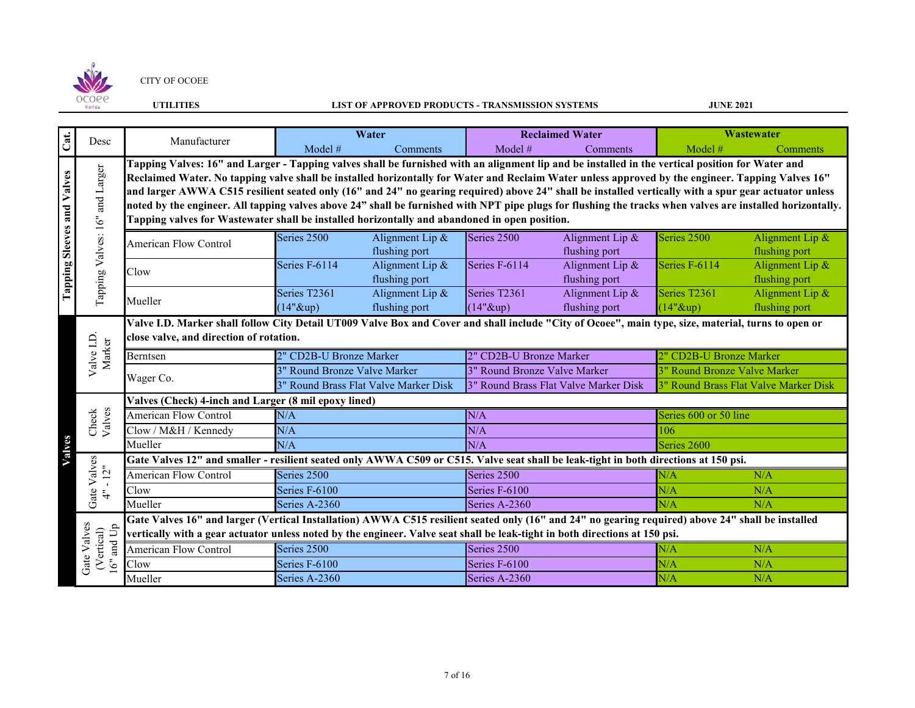CITY OF OCOEE

**UTILITIES** **LIST OF APPROVED PRODUCTS - TRANSMISSION SYSTEMS** **JUNE 2021**

| Cat. | Desc | Manufacturer | Water | | Reclaimed Water | | Wastewater | |
|---|---|---|---|---|---|---|---|---|
| | | | Model # | Comments | Model # | Comments | Model # | Comments |
| Tapping Sleeves and Valves | Tapping Valves: 16" and Larger | **Tapping Valves: 16" and Larger - Tapping valves shall be furnished with an alignment lip and be installed in the vertical position for Water and Reclaimed Water. No tapping valve shall be installed horizontally for Water and Reclaim Water unless approved by the engineer. Tapping Valves 16" and larger AWWA C515 resilient seated only (16" and 24" no gearing required) above 24" shall be installed vertically with a spur gear actuator unless noted by the engineer. All tapping valves above 24" shall be furnished with NPT pipe plugs for flushing the tracks when valves are installed horizontally. Tapping valves for Wastewater shall be installed horizontally and abandoned in open position.** | | | | | | |
| | | American Flow Control | Series 2500 | Alignment Lip & flushing port | Series 2500 | Alignment Lip & flushing port | Series 2500 | Alignment Lip & flushing port |
| | | Clow | Series F-6114 | Alignment Lip & flushing port | Series F-6114 | Alignment Lip & flushing port | Series F-6114 | Alignment Lip & flushing port |
| | | Mueller | Series T2361 (14"&up) | Alignment Lip & flushing port | Series T2361 (14"&up) | Alignment Lip & flushing port | Series T2361 (14"&up) | Alignment Lip & flushing port |
| Valves | Valve I.D. Marker | **Valve I.D. Marker shall follow City Detail UT009 Valve Box and Cover and shall include "City of Ocoee", main type, size, material, turns to open or close valve, and direction of rotation.** | | | | | | |
| | | Berntsen | 2" CD2B-U Bronze Marker | | 2" CD2B-U Bronze Marker | | 2" CD2B-U Bronze Marker | |
| | | Wager Co. | 3" Round Bronze Valve Marker | | 3" Round Bronze Valve Marker | | 3" Round Bronze Valve Marker | |
| | | | 3" Round Brass Flat Valve Marker Disk | | 3" Round Brass Flat Valve Marker Disk | | 3" Round Brass Flat Valve Marker Disk | |
| | Check Valves | **Valves (Check) 4-inch and Larger (8 mil epoxy lined)** | | | | | | |
| | | American Flow Control | N/A | | N/A | | Series 600 or 50 line | |
| | | Clow / M&H / Kennedy | N/A | | N/A | | 106 | |
| | | Mueller | N/A | | N/A | | Series 2600 | |
| | Gate Valves 4" - 12" | **Gate Valves 12" and smaller - resilient seated only AWWA C509 or C515. Valve seat shall be leak-tight in both directions at 150 psi.** | | | | | | |
| | | American Flow Control | Series 2500 | | Series 2500 | | N/A | N/A |
| | | Clow | Series F-6100 | | Series F-6100 | | N/A | N/A |
| | | Mueller | Series A-2360 | | Series A-2360 | | N/A | N/A |
| | Gate Valves (Vertical) 16" and Up | **Gate Valves 16" and larger (Vertical Installation) AWWA C515 resilient seated only (16" and 24" no gearing required) above 24" shall be installed vertically with a gear actuator unless noted by the engineer. Valve seat shall be leak-tight in both directions at 150 psi.** | | | | | | |
| | | American Flow Control | Series 2500 | | Series 2500 | | N/A | N/A |
| | | Clow | Series F-6100 | | Series F-6100 | | N/A | N/A |
| | | Mueller | Series A-2360 | | Series A-2360 | | N/A | N/A |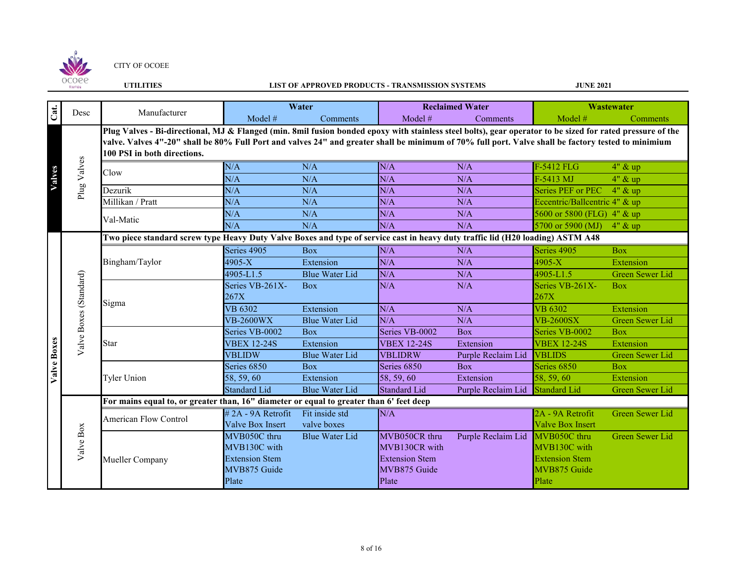CITY OF OCOEE

**UTILITIES** **LIST OF APPROVED PRODUCTS - TRANSMISSION SYSTEMS** **JUNE 2021**

| Cat. | Desc | Manufacturer | Water | | Reclaimed Water | | Wastewater | |
|---|---|---|---|---|---|---|---|---|
| | | | Model # | Comments | Model # | Comments | Model # | Comments |
| **Valves** | Plug Valves | **Plug Valves - Bi-directional, MJ & Flanged (min. 8mil fusion bonded epoxy with stainless steel bolts), gear operator to be sized for rated pressure of the valve. Valves 4"-20" shall be 80% Full Port and valves 24" and greater shall be minimum of 70% full port. Valve shall be factory tested to minimium 100 PSI in both directions.** | | | | | | |
| | | Clow | N/A | N/A | N/A | N/A | F-5412 FLG | 4" & up |
| | | | N/A | N/A | N/A | N/A | F-5413 MJ | 4" & up |
| | | Dezurik | N/A | N/A | N/A | N/A | Series PEF or PEC | 4" & up |
| | | Millikan / Pratt | N/A | N/A | N/A | N/A | Eccentric/Ballcentric | 4" & up |
| | | Val-Matic | N/A | N/A | N/A | N/A | 5600 or 5800 (FLG) | 4" & up |
| | | | N/A | N/A | N/A | N/A | 5700 or 5900 (MJ) | 4" & up |
| **Valve Boxes** | Valve Boxes (Standard) | **Two piece standard screw type Heavy Duty Valve Boxes and type of service cast in heavy duty traffic lid (H20 loading) ASTM A48** | | | | | | |
| | | Bingham/Taylor | Series 4905 | Box | N/A | N/A | Series 4905 | Box |
| | | | 4905-X | Extension | N/A | N/A | 4905-X | Extension |
| | | | 4905-L1.5 | Blue Water Lid | N/A | N/A | 4905-L1.5 | Green Sewer Lid |
| | | Sigma | Series VB-261X-267X | Box | N/A | N/A | Series VB-261X-267X | Box |
| | | | VB 6302 | Extension | N/A | N/A | VB 6302 | Extension |
| | | | VB-2600WX | Blue Water Lid | N/A | N/A | VB-2600SX | Green Sewer Lid |
| | | Star | Series VB-0002 | Box | Series VB-0002 | Box | Series VB-0002 | Box |
| | | | VBEX 12-24S | Extension | VBEX 12-24S | Extension | VBEX 12-24S | Extension |
| | | | VBLIDW | Blue Water Lid | VBLIDRW | Purple Reclaim Lid | VBLIDS | Green Sewer Lid |
| | | Tyler Union | Series 6850 | Box | Series 6850 | Box | Series 6850 | Box |
| | | | 58, 59, 60 | Extension | 58, 59, 60 | Extension | 58, 59, 60 | Extension |
| | | | Standard Lid | Blue Water Lid | Standard Lid | Purple Reclaim Lid | Standard Lid | Green Sewer Lid |
| | Valve Box | **For mains equal to, or greater than, 16" diameter or equal to greater than 6' feet deep** | | | | | | |
| | | American Flow Control | # 2A - 9A Retrofit Valve Box Insert | Fit inside std valve boxes | N/A | | 2A - 9A Retrofit Valve Box Insert | Green Sewer Lid |
| | | Mueller Company | MVB050C thru MVB130C with Extension Stem MVB875 Guide Plate | Blue Water Lid | MVB050CR thru MVB130CR with Extension Stem MVB875 Guide Plate | Purple Reclaim Lid | MVB050C thru MVB130C with Extension Stem MVB875 Guide Plate | Green Sewer Lid |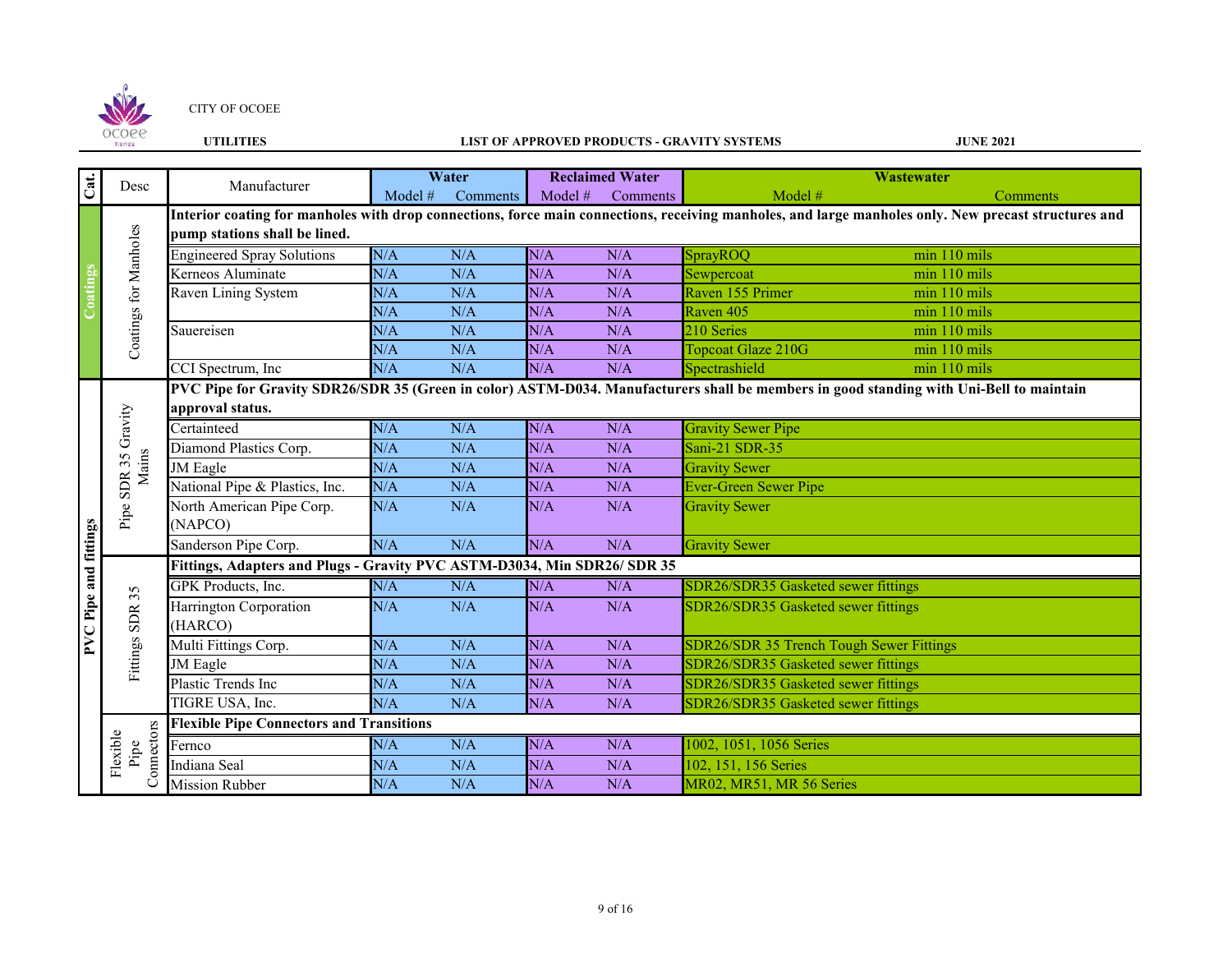CITY OF OCOEE

**UTILITIES** | **LIST OF APPROVED PRODUCTS - GRAVITY SYSTEMS** | **JUNE 2021**

| Cat. | Desc | Manufacturer | Water | | Reclaimed Water | | Wastewater | |
|---|---|---|---|---|---|---|---|---|
| | | | Model # | Comments | Model # | Comments | Model # | Comments |
| Coatings | Coatings for Manholes | **Interior coating for manholes with drop connections, force main connections, receiving manholes, and large manholes only. New precast structures and pump stations shall be lined.** | | | | | | |
| | | Engineered Spray Solutions | N/A | N/A | N/A | N/A | SprayROQ | min 110 mils |
| | | Kerneos Aluminate | N/A | N/A | N/A | N/A | Sewpercoat | min 110 mils |
| | | Raven Lining System | N/A | N/A | N/A | N/A | Raven 155 Primer | min 110 mils |
| | | | N/A | N/A | N/A | N/A | Raven 405 | min 110 mils |
| | | Sauereisen | N/A | N/A | N/A | N/A | 210 Series | min 110 mils |
| | | | N/A | N/A | N/A | N/A | Topcoat Glaze 210G | min 110 mils |
| | | CCI Spectrum, Inc | N/A | N/A | N/A | N/A | Spectrashield | min 110 mils |
| PVC Pipe and fittings | Pipe SDR 35 Gravity Mains | **PVC Pipe for Gravity SDR26/SDR 35 (Green in color) ASTM-D034. Manufacturers shall be members in good standing with Uni-Bell to maintain approval status.** | | | | | | |
| | | Certainteed | N/A | N/A | N/A | N/A | Gravity Sewer Pipe | |
| | | Diamond Plastics Corp. | N/A | N/A | N/A | N/A | Sani-21 SDR-35 | |
| | | JM Eagle | N/A | N/A | N/A | N/A | Gravity Sewer | |
| | | National Pipe & Plastics, Inc. | N/A | N/A | N/A | N/A | Ever-Green Sewer Pipe | |
| | | North American Pipe Corp. (NAPCO) | N/A | N/A | N/A | N/A | Gravity Sewer | |
| | | Sanderson Pipe Corp. | N/A | N/A | N/A | N/A | Gravity Sewer | |
| | Fittings SDR 35 | **Fittings, Adapters and Plugs - Gravity PVC ASTM-D3034, Min SDR26/ SDR 35** | | | | | | |
| | | GPK Products, Inc. | N/A | N/A | N/A | N/A | SDR26/SDR35 Gasketed sewer fittings | |
| | | Harrington Corporation (HARCO) | N/A | N/A | N/A | N/A | SDR26/SDR35 Gasketed sewer fittings | |
| | | Multi Fittings Corp. | N/A | N/A | N/A | N/A | SDR26/SDR 35 Trench Tough Sewer Fittings | |
| | | JM Eagle | N/A | N/A | N/A | N/A | SDR26/SDR35 Gasketed sewer fittings | |
| | | Plastic Trends Inc | N/A | N/A | N/A | N/A | SDR26/SDR35 Gasketed sewer fittings | |
| | | TIGRE USA, Inc. | N/A | N/A | N/A | N/A | SDR26/SDR35 Gasketed sewer fittings | |
| | Flexible Pipe Connectors | **Flexible Pipe Connectors and Transitions** | | | | | | |
| | | Fernco | N/A | N/A | N/A | N/A | 1002, 1051, 1056 Series | |
| | | Indiana Seal | N/A | N/A | N/A | N/A | 102, 151, 156 Series | |
| | | Mission Rubber | N/A | N/A | N/A | N/A | MR02, MR51, MR 56 Series | |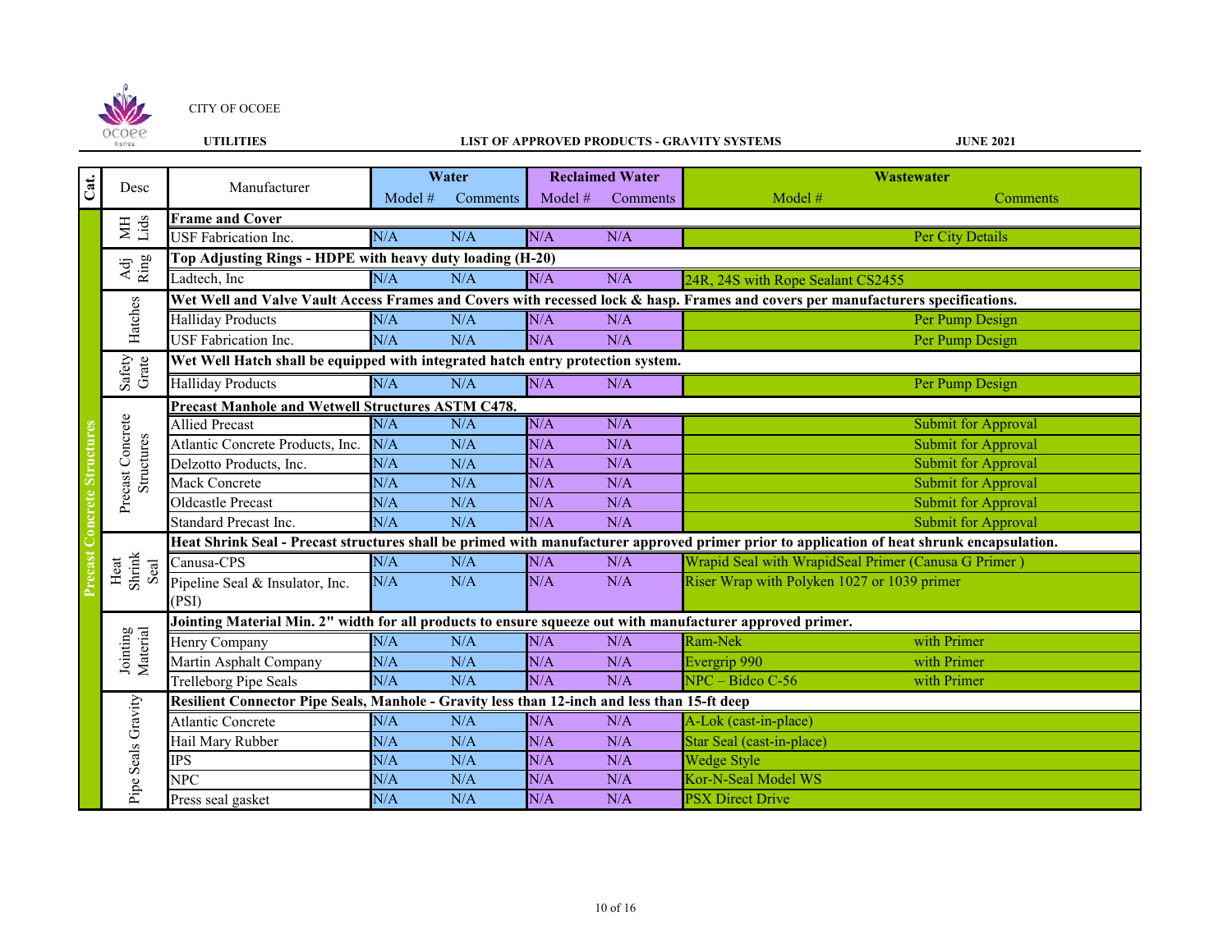CITY OF OCOEE

**UTILITIES** **LIST OF APPROVED PRODUCTS - GRAVITY SYSTEMS** **JUNE 2021**

| Cat. | Desc | Manufacturer | Water | | Reclaimed Water | | Wastewater | |
|---|---|---|---|---|---|---|---|---|
| | | | Model # | Comments | Model # | Comments | Model # | Comments |
| Precast Concrete Structures | MH Lids | **Frame and Cover** | | | | | | |
| | | USF Fabrication Inc. | N/A | N/A | N/A | N/A | | Per City Details |
| | Adj Ring | **Top Adjusting Rings - HDPE with heavy duty loading (H-20)** | | | | | | |
| | | Ladtech, Inc | N/A | N/A | N/A | N/A | 24R, 24S with Rope Sealant CS2455 | |
| | Hatches | **Wet Well and Valve Vault Access Frames and Covers with recessed lock & hasp. Frames and covers per manufacturers specifications.** | | | | | | |
| | | Halliday Products | N/A | N/A | N/A | N/A | | Per Pump Design |
| | | USF Fabrication Inc. | N/A | N/A | N/A | N/A | | Per Pump Design |
| | Safety Grate | **Wet Well Hatch shall be equipped with integrated hatch entry protection system.** | | | | | | |
| | | Halliday Products | N/A | N/A | N/A | N/A | | Per Pump Design |
| | Precast Concrete Structures | **Precast Manhole and Wetwell Structures ASTM C478.** | | | | | | |
| | | Allied Precast | N/A | N/A | N/A | N/A | | Submit for Approval |
| | | Atlantic Concrete Products, Inc. | N/A | N/A | N/A | N/A | | Submit for Approval |
| | | Delzotto Products, Inc. | N/A | N/A | N/A | N/A | | Submit for Approval |
| | | Mack Concrete | N/A | N/A | N/A | N/A | | Submit for Approval |
| | | Oldcastle Precast | N/A | N/A | N/A | N/A | | Submit for Approval |
| | | Standard Precast Inc. | N/A | N/A | N/A | N/A | | Submit for Approval |
| | Heat Shrink Seal | **Heat Shrink Seal - Precast structures shall be primed with manufacturer approved primer prior to application of heat shrunk encapsulation.** | | | | | | |
| | | Canusa-CPS | N/A | N/A | N/A | N/A | Wrapid Seal with WrapidSeal Primer (Canusa G Primer ) | |
| | | Pipeline Seal & Insulator, Inc. (PSI) | N/A | N/A | N/A | N/A | Riser Wrap with Polyken 1027 or 1039 primer | |
| | Jointing Material | **Jointing Material Min. 2" width for all products to ensure squeeze out with manufacturer approved primer.** | | | | | | |
| | | Henry Company | N/A | N/A | N/A | N/A | Ram-Nek | with Primer |
| | | Martin Asphalt Company | N/A | N/A | N/A | N/A | Evergrip 990 | with Primer |
| | | Trelleborg Pipe Seals | N/A | N/A | N/A | N/A | NPC – Bidco C-56 | with Primer |
| | Pipe Seals Gravity | **Resilient Connector Pipe Seals, Manhole - Gravity less than 12-inch and less than 15-ft deep** | | | | | | |
| | | Atlantic Concrete | N/A | N/A | N/A | N/A | A-Lok (cast-in-place) | |
| | | Hail Mary Rubber | N/A | N/A | N/A | N/A | Star Seal (cast-in-place) | |
| | | IPS | N/A | N/A | N/A | N/A | Wedge Style | |
| | | NPC | N/A | N/A | N/A | N/A | Kor-N-Seal Model WS | |
| | | Press seal gasket | N/A | N/A | N/A | N/A | PSX Direct Drive | |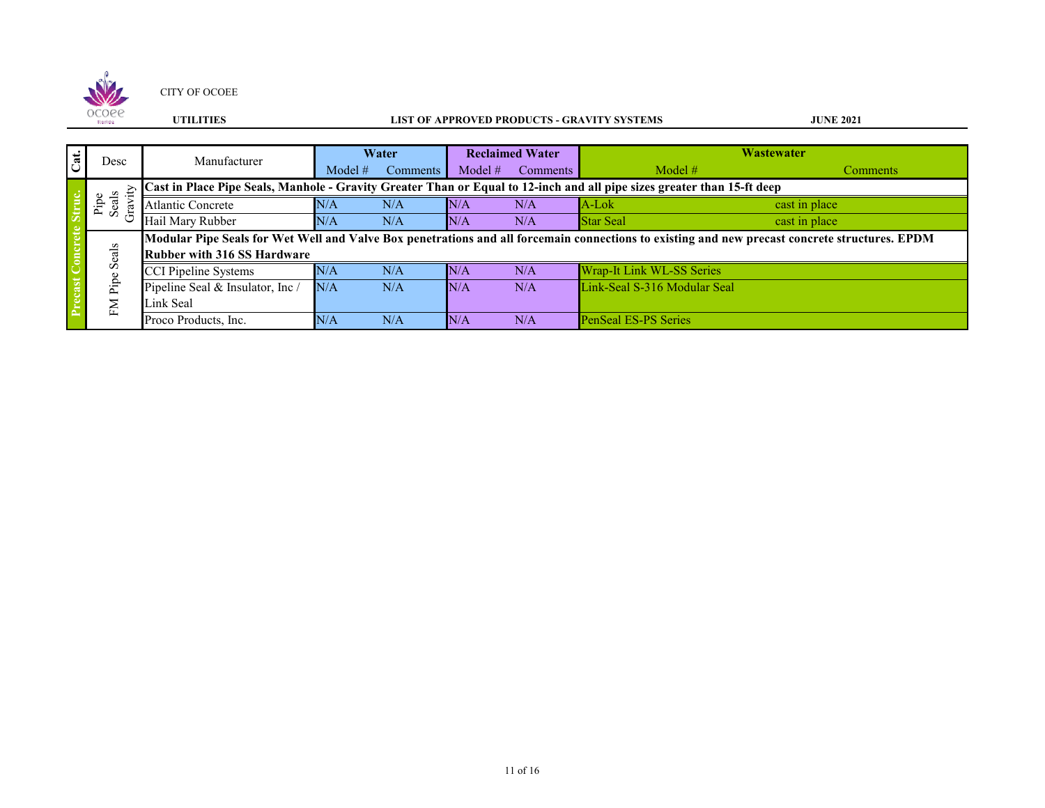CITY OF OCOEE

**UTILITIES** — **LIST OF APPROVED PRODUCTS - GRAVITY SYSTEMS** — **JUNE 2021**

| Cat. | Desc | Manufacturer | Water | | Reclaimed Water | | Wastewater | |
|---|---|---|---|---|---|---|---|---|
| | | | Model # | Comments | Model # | Comments | Model # | Comments |
| Precast Concrete Struc. | Pipe Seals Gravity | **Cast in Place Pipe Seals, Manhole - Gravity Greater Than or Equal to 12-inch and all pipe sizes greater than 15-ft deep** | | | | | | |
| | | Atlantic Concrete | N/A | N/A | N/A | N/A | A-Lok | cast in place |
| | | Hail Mary Rubber | N/A | N/A | N/A | N/A | Star Seal | cast in place |
| | FM Pipe Seals | **Modular Pipe Seals for Wet Well and Valve Box penetrations and all forcemain connections to existing and new precast concrete structures. EPDM Rubber with 316 SS Hardware** | | | | | | |
| | | CCI Pipeline Systems | N/A | N/A | N/A | N/A | Wrap-It Link WL-SS Series | |
| | | Pipeline Seal & Insulator, Inc / Link Seal | N/A | N/A | N/A | N/A | Link-Seal S-316 Modular Seal | |
| | | Proco Products, Inc. | N/A | N/A | N/A | N/A | PenSeal ES-PS Series | |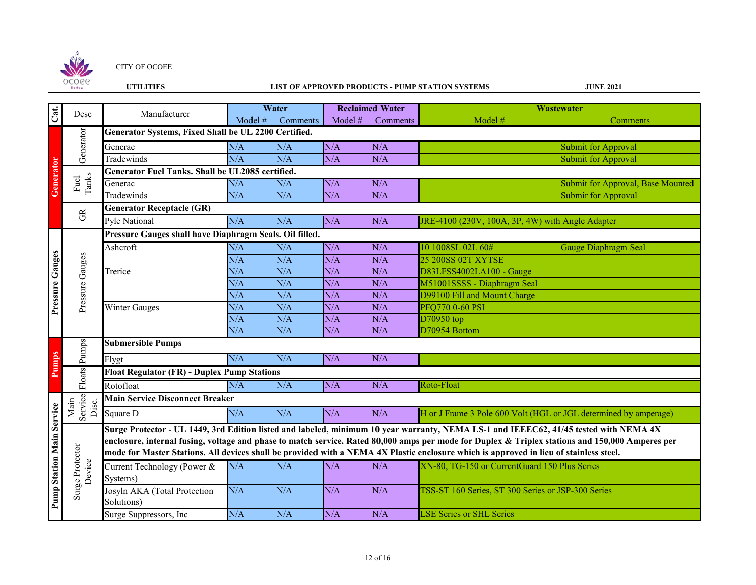CITY OF OCOEE

**UTILITIES** **LIST OF APPROVED PRODUCTS - PUMP STATION SYSTEMS** **JUNE 2021**

| Cat. | Desc | Manufacturer | Water | | Reclaimed Water | | Wastewater | |
|---|---|---|---|---|---|---|---|---|
| | | | Model # | Comments | Model # | Comments | Model # | Comments |
| Generator | Generator | **Generator Systems, Fixed Shall be UL 2200 Certified.** | | | | | | |
| | | Generac | N/A | N/A | N/A | N/A | | Submit for Approval |
| | | Tradewinds | N/A | N/A | N/A | N/A | | Submit for Approval |
| | Fuel Tanks | **Generator Fuel Tanks. Shall be UL2085 certified.** | | | | | | |
| | | Generac | N/A | N/A | N/A | N/A | | Submit for Approval, Base Mounted |
| | | Tradewinds | N/A | N/A | N/A | N/A | | Submir for Approval |
| | GR | **Generator Receptacle (GR)** | | | | | | |
| | | Pyle National | N/A | N/A | N/A | N/A | JRE-4100 (230V, 100A, 3P, 4W) with Angle Adapter | |
| Pressure Gauges | Pressure Gauges | **Pressure Gauges shall have Diaphragm Seals. Oil filled.** | | | | | | |
| | | Ashcroft | N/A | N/A | N/A | N/A | 10 1008SL 02L 60# | Gauge Diaphragm Seal |
| | | | N/A | N/A | N/A | N/A | 25 200SS 02T XYTSE | |
| | | Trerice | N/A | N/A | N/A | N/A | D83LFSS4002LA100 - Gauge | |
| | | | N/A | N/A | N/A | N/A | M51001SSSS - Diaphragm Seal | |
| | | | N/A | N/A | N/A | N/A | D99100 Fill and Mount Charge | |
| | | Winter Gauges | N/A | N/A | N/A | N/A | PFQ770 0-60 PSI | |
| | | | N/A | N/A | N/A | N/A | D70950 top | |
| | | | N/A | N/A | N/A | N/A | D70954 Bottom | |
| Pumps | Pumps | **Submersible Pumps** | | | | | | |
| | | Flygt | N/A | N/A | N/A | N/A | | |
| | Floats | **Float Regulator (FR) - Duplex Pump Stations** | | | | | | |
| | | Rotofloat | N/A | N/A | N/A | N/A | Roto-Float | |
| Pump Station Main Service | Main Service Disc. | **Main Service Disconnect Breaker** | | | | | | |
| | | Square D | N/A | N/A | N/A | N/A | H or J Frame 3 Pole 600 Volt (HGL or JGL determined by amperage) | |
| | Surge Protector Device | **Surge Protector - UL 1449, 3rd Edition listed and labeled, minimum 10 year warranty, NEMA LS-1 and IEEEC62, 41/45 tested with NEMA 4X enclosure, internal fusing, voltage and phase to match service. Rated 80,000 amps per mode for Duplex & Triplex stations and 150,000 Amperes per mode for Master Stations. All devices shall be provided with a NEMA 4X Plastic enclosure which is approved in lieu of stainless steel.** | | | | | | |
| | | Current Technology (Power & Systems) | N/A | N/A | N/A | N/A | XN-80, TG-150 or CurrentGuard 150 Plus Series | |
| | | Josyln AKA (Total Protection Solutions) | N/A | N/A | N/A | N/A | TSS-ST 160 Series, ST 300 Series or JSP-300 Series | |
| | | Surge Suppressors, Inc | N/A | N/A | N/A | N/A | LSE Series or SHL Series | |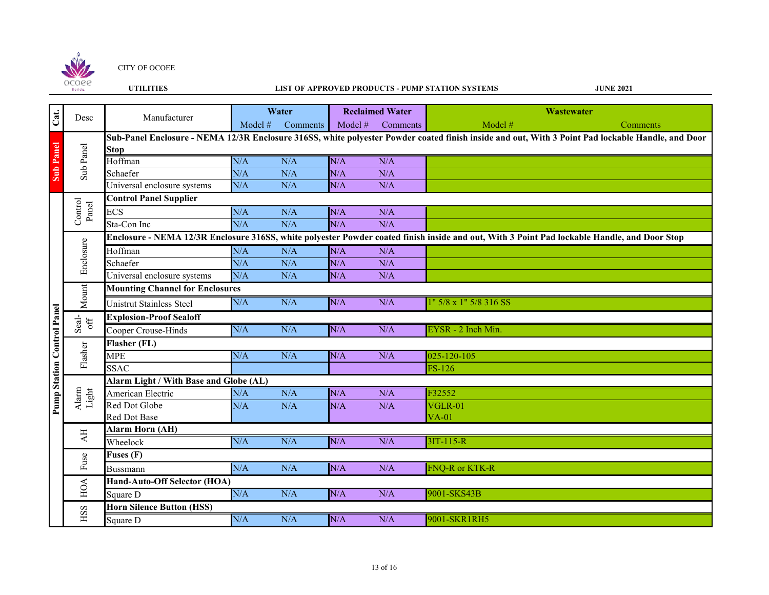CITY OF OCOEE

**UTILITIES** **LIST OF APPROVED PRODUCTS - PUMP STATION SYSTEMS** **JUNE 2021**

| Cat. | Desc | Manufacturer | Water | | Reclaimed Water | | Wastewater | |
|---|---|---|---|---|---|---|---|---|
| | | | Model # | Comments | Model # | Comments | Model # | Comments |
| **Sub Panel** | Sub Panel | **Sub-Panel Enclosure - NEMA 12/3R Enclosure 316SS, white polyester Powder coated finish inside and out, With 3 Point Pad lockable Handle, and Door Stop** | | | | | | |
| | | Hoffman | N/A | N/A | N/A | N/A | | |
| | | Schaefer | N/A | N/A | N/A | N/A | | |
| | | Universal enclosure systems | N/A | N/A | N/A | N/A | | |
| **Pump Station Control Panel** | Control Panel | **Control Panel Supplier** | | | | | | |
| | | ECS | N/A | N/A | N/A | N/A | | |
| | | Sta-Con Inc | N/A | N/A | N/A | N/A | | |
| | Enclosure | **Enclosure - NEMA 12/3R Enclosure 316SS, white polyester Powder coated finish inside and out, With 3 Point Pad lockable Handle, and Door Stop** | | | | | | |
| | | Hoffman | N/A | N/A | N/A | N/A | | |
| | | Schaefer | N/A | N/A | N/A | N/A | | |
| | | Universal enclosure systems | N/A | N/A | N/A | N/A | | |
| | Mount | **Mounting Channel for Enclosures** | | | | | | |
| | | Unistrut Stainless Steel | N/A | N/A | N/A | N/A | 1" 5/8 x 1" 5/8 316 SS | |
| | Seal-off | **Explosion-Proof Sealoff** | | | | | | |
| | | Cooper Crouse-Hinds | N/A | N/A | N/A | N/A | EYSR - 2 Inch Min. | |
| | Flasher | **Flasher (FL)** | | | | | | |
| | | MPE | N/A | N/A | N/A | N/A | 025-120-105 | |
| | | SSAC | | | | | FS-126 | |
| | Alarm Light | **Alarm Light / With Base and Globe (AL)** | | | | | | |
| | | American Electric | N/A | N/A | N/A | N/A | F32552 | |
| | | Red Dot Globe | N/A | N/A | N/A | N/A | VGLR-01 | |
| | | Red Dot Base | | | | | VA-01 | |
| | AH | **Alarm Horn (AH)** | | | | | | |
| | | Wheelock | N/A | N/A | N/A | N/A | 3IT-115-R | |
| | Fuse | **Fuses (F)** | | | | | | |
| | | Bussmann | N/A | N/A | N/A | N/A | FNQ-R or KTK-R | |
| | HOA | **Hand-Auto-Off Selector (HOA)** | | | | | | |
| | | Square D | N/A | N/A | N/A | N/A | 9001-SKS43B | |
| | HSS | **Horn Silence Button (HSS)** | | | | | | |
| | | Square D | N/A | N/A | N/A | N/A | 9001-SKR1RH5 | |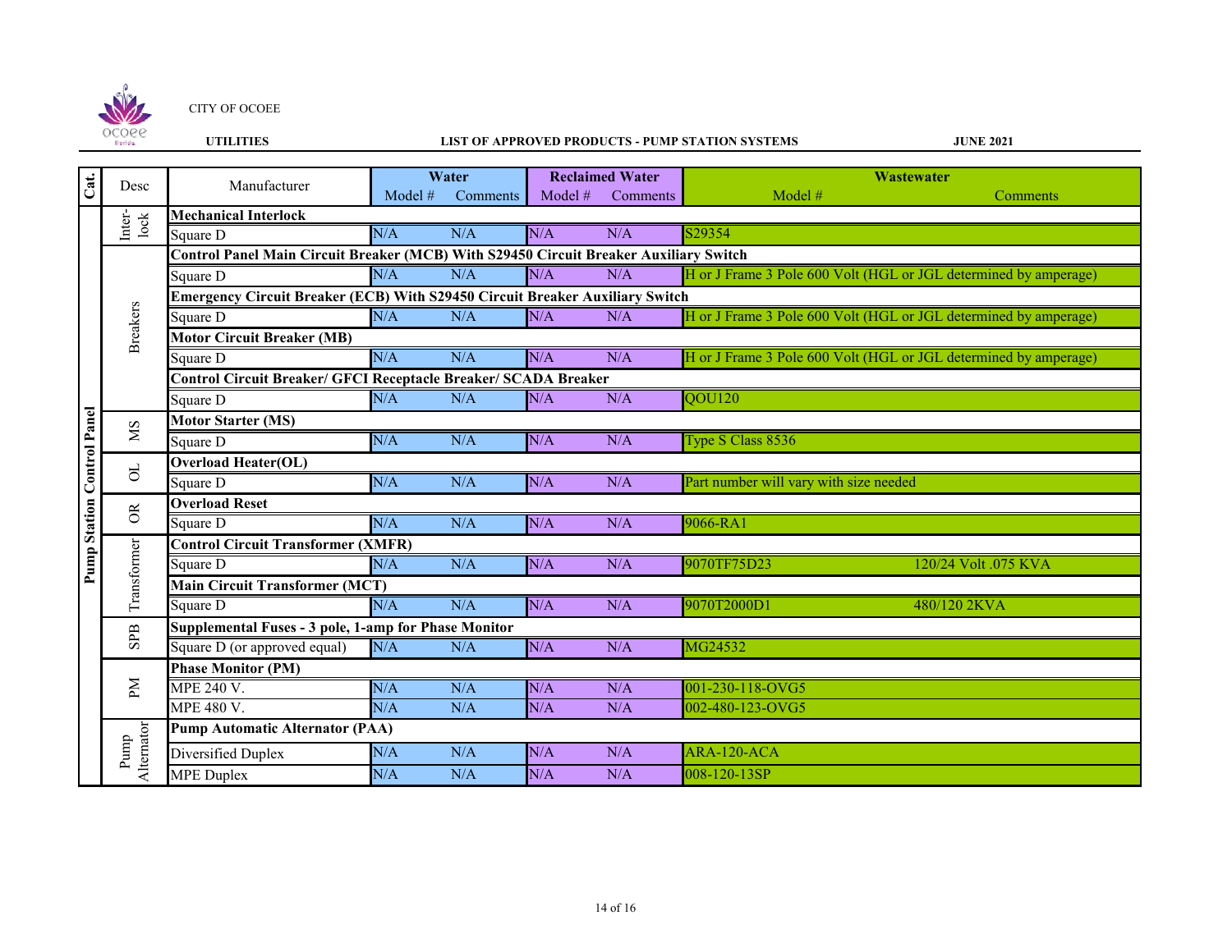CITY OF OCOEE

**UTILITIES** **LIST OF APPROVED PRODUCTS - PUMP STATION SYSTEMS** **JUNE 2021**

| Cat. | Desc | Manufacturer | Water | | Reclaimed Water | | Wastewater | |
|---|---|---|---|---|---|---|---|---|
| | | | Model # | Comments | Model # | Comments | Model # | Comments |
| Pump Station Control Panel | Inter-lock | **Mechanical Interlock** | | | | | | |
| | | Square D | N/A | N/A | N/A | N/A | S29354 | |
| | Breakers | **Control Panel Main Circuit Breaker (MCB) With S29450 Circuit Breaker Auxiliary Switch** | | | | | | |
| | | Square D | N/A | N/A | N/A | N/A | H or J Frame 3 Pole 600 Volt (HGL or JGL determined by amperage) | |
| | | **Emergency Circuit Breaker (ECB) With S29450 Circuit Breaker Auxiliary Switch** | | | | | | |
| | | Square D | N/A | N/A | N/A | N/A | H or J Frame 3 Pole 600 Volt (HGL or JGL determined by amperage) | |
| | | **Motor Circuit Breaker (MB)** | | | | | | |
| | | Square D | N/A | N/A | N/A | N/A | H or J Frame 3 Pole 600 Volt (HGL or JGL determined by amperage) | |
| | | **Control Circuit Breaker/ GFCI Receptacle Breaker/ SCADA Breaker** | | | | | | |
| | | Square D | N/A | N/A | N/A | N/A | QOU120 | |
| | MS | **Motor Starter (MS)** | | | | | | |
| | | Square D | N/A | N/A | N/A | N/A | Type S Class 8536 | |
| | OL | **Overload Heater(OL)** | | | | | | |
| | | Square D | N/A | N/A | N/A | N/A | Part number will vary with size needed | |
| | OR | **Overload Reset** | | | | | | |
| | | Square D | N/A | N/A | N/A | N/A | 9066-RA1 | |
| | Transformer | **Control Circuit Transformer (XMFR)** | | | | | | |
| | | Square D | N/A | N/A | N/A | N/A | 9070TF75D23 | 120/24 Volt .075 KVA |
| | | **Main Circuit Transformer (MCT)** | | | | | | |
| | | Square D | N/A | N/A | N/A | N/A | 9070T2000D1 | 480/120 2KVA |
| | SPB | **Supplemental Fuses - 3 pole, 1-amp for Phase Monitor** | | | | | | |
| | | Square D (or approved equal) | N/A | N/A | N/A | N/A | MG24532 | |
| | PM | **Phase Monitor (PM)** | | | | | | |
| | | MPE 240 V. | N/A | N/A | N/A | N/A | 001-230-118-OVG5 | |
| | | MPE 480 V. | N/A | N/A | N/A | N/A | 002-480-123-OVG5 | |
| | Pump Alternator | **Pump Automatic Alternator (PAA)** | | | | | | |
| | | Diversified Duplex | N/A | N/A | N/A | N/A | ARA-120-ACA | |
| | | MPE Duplex | N/A | N/A | N/A | N/A | 008-120-13SP | |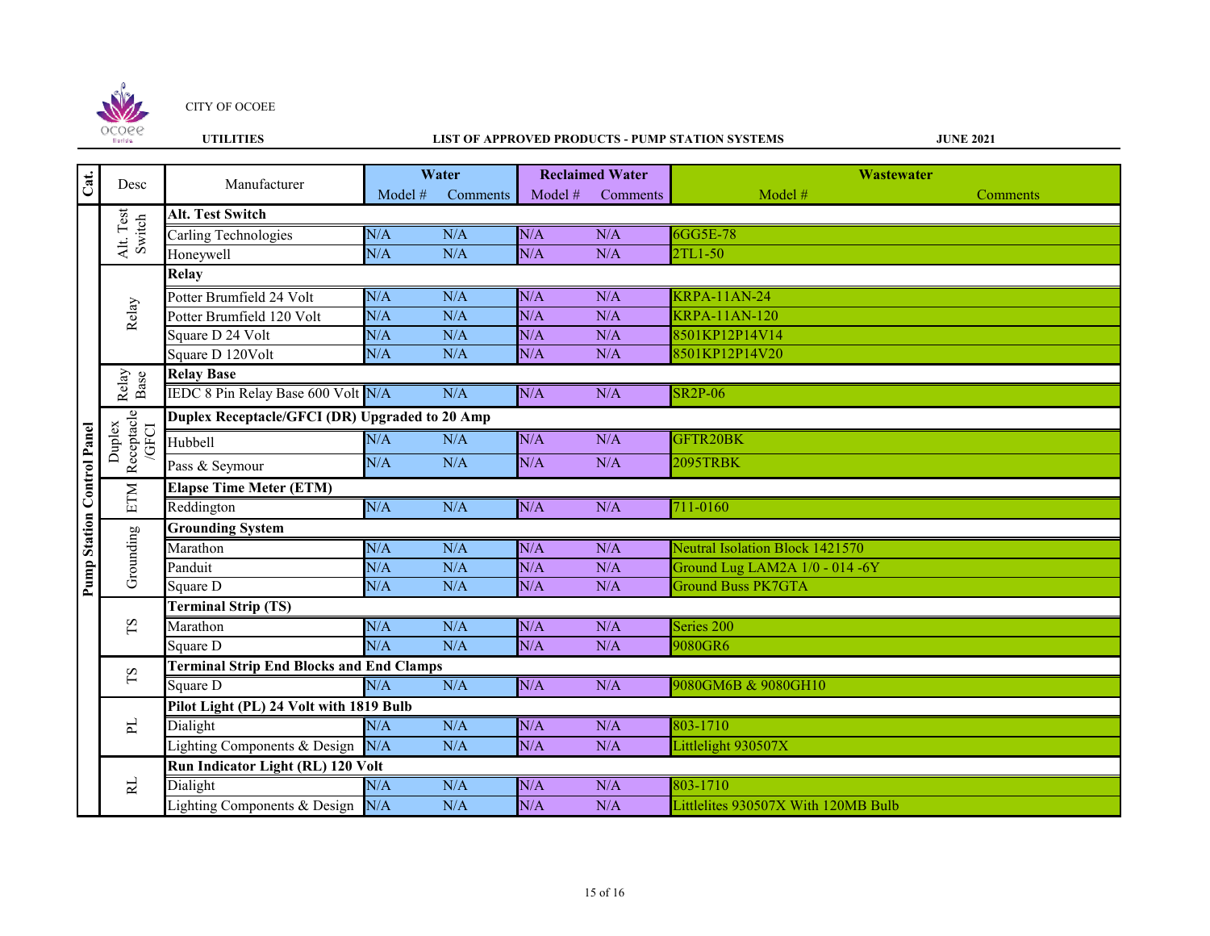CITY OF OCOEE

**UTILITIES** **LIST OF APPROVED PRODUCTS - PUMP STATION SYSTEMS** **JUNE 2021**

| Cat. | Desc | Manufacturer | Water | | Reclaimed Water | | Wastewater | |
|---|---|---|---|---|---|---|---|---|
| | | | Model # | Comments | Model # | Comments | Model # | Comments |
| Pump Station Control Panel | Alt. Test Switch | **Alt. Test Switch** | | | | | | |
| | | Carling Technologies | N/A | N/A | N/A | N/A | 6GG5E-78 | |
| | | Honeywell | N/A | N/A | N/A | N/A | 2TL1-50 | |
| | Relay | **Relay** | | | | | | |
| | | Potter Brumfield 24 Volt | N/A | N/A | N/A | N/A | KRPA-11AN-24 | |
| | | Potter Brumfield 120 Volt | N/A | N/A | N/A | N/A | KRPA-11AN-120 | |
| | | Square D 24 Volt | N/A | N/A | N/A | N/A | 8501KP12P14V14 | |
| | | Square D 120Volt | N/A | N/A | N/A | N/A | 8501KP12P14V20 | |
| | Relay Base | **Relay Base** | | | | | | |
| | | IEDC 8 Pin Relay Base 600 Volt | N/A | N/A | N/A | N/A | SR2P-06 | |
| | Duplex Receptacle /GFCI | **Duplex Receptacle/GFCI (DR) Upgraded to 20 Amp** | | | | | | |
| | | Hubbell | N/A | N/A | N/A | N/A | GFTR20BK | |
| | | Pass & Seymour | N/A | N/A | N/A | N/A | 2095TRBK | |
| | ETM | **Elapse Time Meter (ETM)** | | | | | | |
| | | Reddington | N/A | N/A | N/A | N/A | 711-0160 | |
| | Grounding | **Grounding System** | | | | | | |
| | | Marathon | N/A | N/A | N/A | N/A | Neutral Isolation Block 1421570 | |
| | | Panduit | N/A | N/A | N/A | N/A | Ground Lug LAM2A 1/0 - 014 -6Y | |
| | | Square D | N/A | N/A | N/A | N/A | Ground Buss PK7GTA | |
| | TS | **Terminal Strip (TS)** | | | | | | |
| | | Marathon | N/A | N/A | N/A | N/A | Series 200 | |
| | | Square D | N/A | N/A | N/A | N/A | 9080GR6 | |
| | TS | **Terminal Strip End Blocks and End Clamps** | | | | | | |
| | | Square D | N/A | N/A | N/A | N/A | 9080GM6B & 9080GH10 | |
| | PL | **Pilot Light (PL) 24 Volt with 1819 Bulb** | | | | | | |
| | | Dialight | N/A | N/A | N/A | N/A | 803-1710 | |
| | | Lighting Components & Design | N/A | N/A | N/A | N/A | Littlelight 930507X | |
| | RL | **Run Indicator Light (RL) 120 Volt** | | | | | | |
| | | Dialight | N/A | N/A | N/A | N/A | 803-1710 | |
| | | Lighting Components & Design | N/A | N/A | N/A | N/A | Littlelites 930507X With 120MB Bulb | |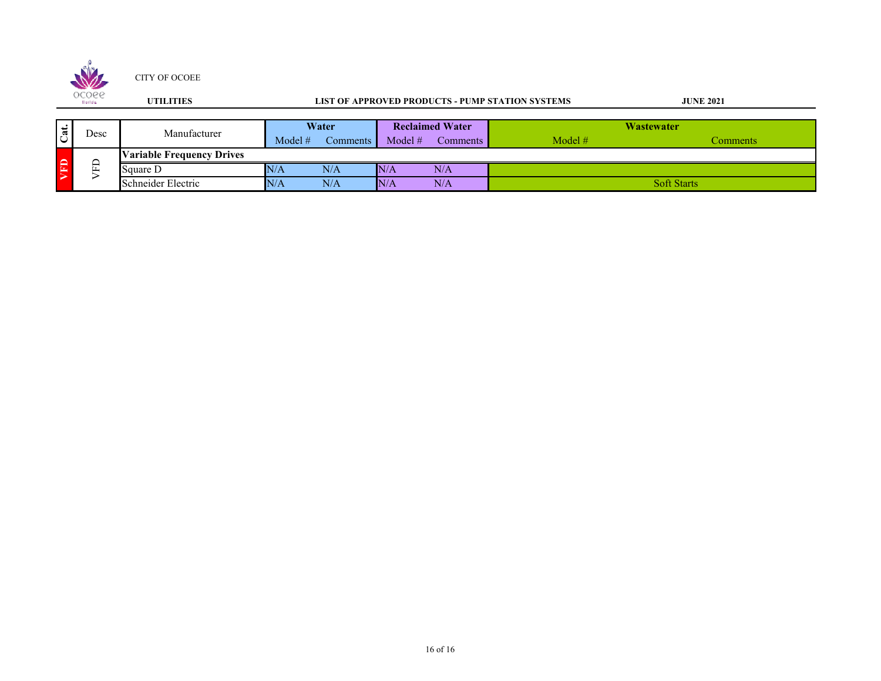CITY OF OCOEE

**UTILITIES** **LIST OF APPROVED PRODUCTS - PUMP STATION SYSTEMS** **JUNE 2021**

| Cat. | Desc | Manufacturer | Water | | Reclaimed Water | | Wastewater | |
|---|---|---|---|---|---|---|---|---|
| | | | Model # | Comments | Model # | Comments | Model # | Comments |
| VFD | VFD | **Variable Frequency Drives** | | | | | | |
| | | Square D | N/A | N/A | N/A | N/A | | |
| | | Schneider Electric | N/A | N/A | N/A | N/A | | Soft Starts |